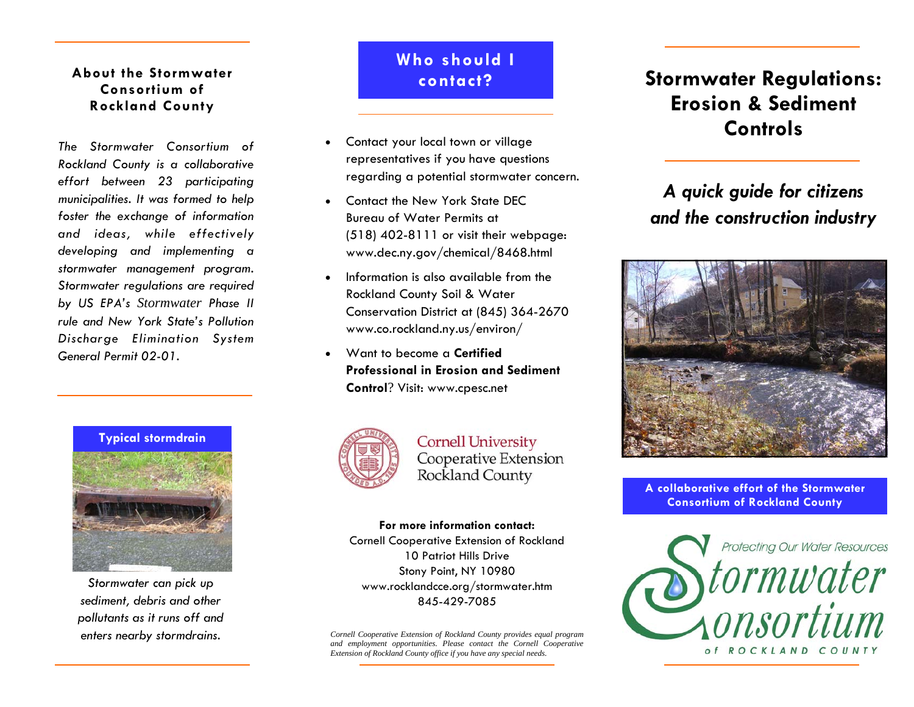## About the Stormwater Consortium of Rockland County

*The Stormwater Consortium of Rockland County is a collaborative effort between 23 participating municipalities. It was formed to help foster the exchange of information and ideas, while effectively developing and implementing a stormwater management program. Stormwater regulations are required by US EPA's Stormwater Phase II rule and New York State's Pollution Discharge Elimination System General Permit 02-01.*

**Typical stormdrain**

*Stormwater can pick up sediment, debris and other pollutants as it runs off and enters nearby stormdrains.*

## Who should I contact?

- Contact your local town or village representatives if you have questions regarding a potential stormwater concern.
- Contact the New York State DEC Bureau of Water Permits at (518) 402-8111 or visit their webpage: www.dec.ny.gov/chemical/8468.html
- Information is also available from the Rockland County Soil & Water Conservation District at (845) 364-2670 www.co.rockland.ny.us/environ/
- Want to become a **Certified Professional in Erosion and Sediment Control**? Visit: www.cpesc.net

Cornell University Cooperative Extension Rockland County

**For more information contact:**
Cornell Cooperative Extension of Rockland
10 Patriot Hills Drive
Stony Point, NY 10980
www.rocklandcce.org/stormwater.htm
845-429-7085

*Cornell Cooperative Extension of Rockland County provides equal program and employment opportunities. Please contact the Cornell Cooperative Extension of Rockland County office if you have any special needs.*

# Stormwater Regulations: Erosion & Sediment Controls

## *A quick guide for citizens and the construction industry*

**A collaborative effort of the Stormwater Consortium of Rockland County**

Protecting Our Water Resources
Stormwater Consortium of Rockland County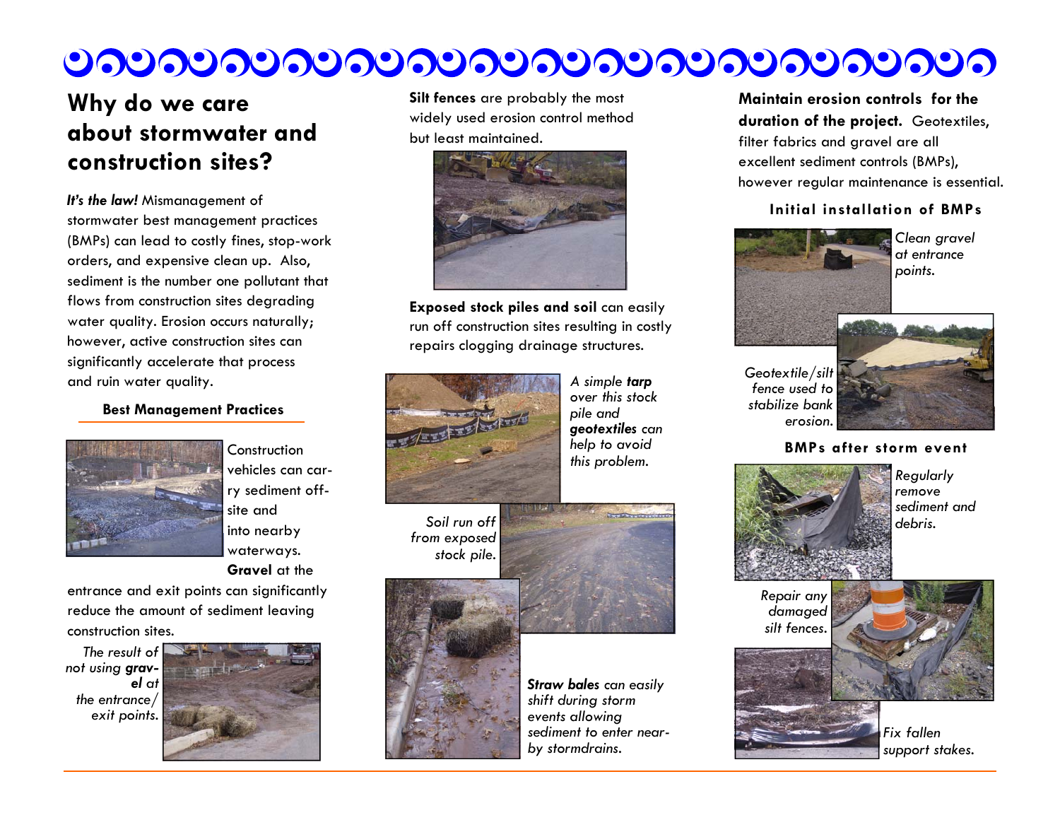## Why do we care about stormwater and construction sites?

***It's the law!*** Mismanagement of stormwater best management practices (BMPs) can lead to costly fines, stop-work orders, and expensive clean up. Also, sediment is the number one pollutant that flows from construction sites degrading water quality. Erosion occurs naturally; however, active construction sites can significantly accelerate that process and ruin water quality.

### Best Management Practices

Construction vehicles can carry sediment off-site and into nearby waterways. **Gravel** at the entrance and exit points can significantly reduce the amount of sediment leaving construction sites.

*The result of not using **gravel** at the entrance/exit points.*

**Silt fences** are probably the most widely used erosion control method but least maintained.

**Exposed stock piles and soil** can easily run off construction sites resulting in costly repairs clogging drainage structures.

*A simple **tarp** over this stock pile and **geotextiles** can help to avoid this problem.*

*Soil run off from exposed stock pile.*

***Straw bales** can easily shift during storm events allowing sediment to enter near-by stormdrains.*

**Maintain erosion controls for the duration of the project.** Geotextiles, filter fabrics and gravel are all excellent sediment controls (BMPs), however regular maintenance is essential.

### Initial installation of BMPs

*Clean gravel at entrance points.*

*Geotextile/silt fence used to stabilize bank erosion.*

### BMPs after storm event

*Regularly remove sediment and debris.*

*Repair any damaged silt fences.*

*Fix fallen support stakes.*